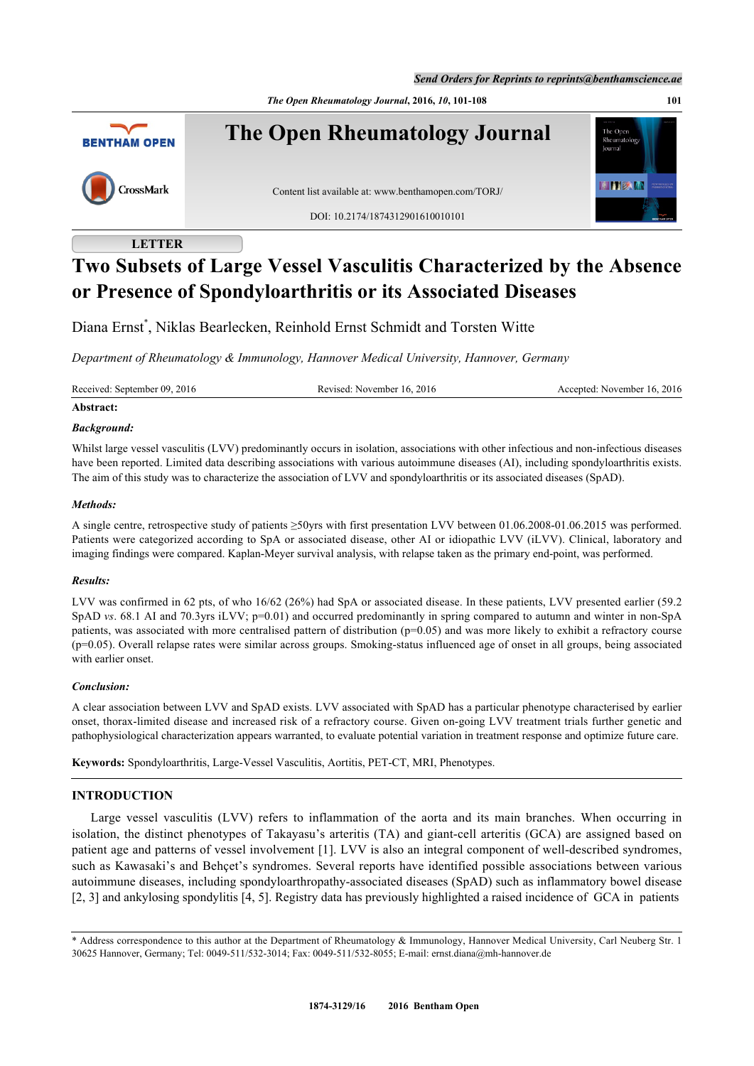LETTER

# Two Subsets of Large Vessel Vasculitis Characterized by the Absence or Presence of Spondyloarthritis or its Associated Diseases

Diana Ernst*, Niklas Bearlecken, Reinhold Ernst Schmidt and Torsten Witte

*Department of Rheumatology & Immunology, Hannover Medical University, Hannover, Germany*

Received: September 09, 2016 Revised: November 16, 2016 Accepted: November 16, 2016

**Abstract:**

***Background:***

Whilst large vessel vasculitis (LVV) predominantly occurs in isolation, associations with other infectious and non-infectious diseases have been reported. Limited data describing associations with various autoimmune diseases (AI), including spondyloarthritis exists. The aim of this study was to characterize the association of LVV and spondyloarthritis or its associated diseases (SpAD).

***Methods:***

A single centre, retrospective study of patients ≥50yrs with first presentation LVV between 01.06.2008-01.06.2015 was performed. Patients were categorized according to SpA or associated disease, other AI or idiopathic LVV (iLVV). Clinical, laboratory and imaging findings were compared. Kaplan-Meyer survival analysis, with relapse taken as the primary end-point, was performed.

***Results:***

LVV was confirmed in 62 pts, of who 16/62 (26%) had SpA or associated disease. In these patients, LVV presented earlier (59.2 SpAD *vs*. 68.1 AI and 70.3yrs iLVV; p=0.01) and occurred predominantly in spring compared to autumn and winter in non-SpA patients, was associated with more centralised pattern of distribution (p=0.05) and was more likely to exhibit a refractory course (p=0.05). Overall relapse rates were similar across groups. Smoking-status influenced age of onset in all groups, being associated with earlier onset.

***Conclusion:***

A clear association between LVV and SpAD exists. LVV associated with SpAD has a particular phenotype characterised by earlier onset, thorax-limited disease and increased risk of a refractory course. Given on-going LVV treatment trials further genetic and pathophysiological characterization appears warranted, to evaluate potential variation in treatment response and optimize future care.

**Keywords:** Spondyloarthritis, Large-Vessel Vasculitis, Aortitis, PET-CT, MRI, Phenotypes.

## INTRODUCTION

Large vessel vasculitis (LVV) refers to inflammation of the aorta and its main branches. When occurring in isolation, the distinct phenotypes of Takayasu's arteritis (TA) and giant-cell arteritis (GCA) are assigned based on patient age and patterns of vessel involvement [1]. LVV is also an integral component of well-described syndromes, such as Kawasaki's and Behçet's syndromes. Several reports have identified possible associations between various autoimmune diseases, including spondyloarthropathy-associated diseases (SpAD) such as inflammatory bowel disease [2, 3] and ankylosing spondylitis [4, 5]. Registry data has previously highlighted a raised incidence of GCA in patients

* Address correspondence to this author at the Department of Rheumatology & Immunology, Hannover Medical University, Carl Neuberg Str. 1 30625 Hannover, Germany; Tel: 0049-511/532-3014; Fax: 0049-511/532-8055; E-mail: ernst.diana@mh-hannover.de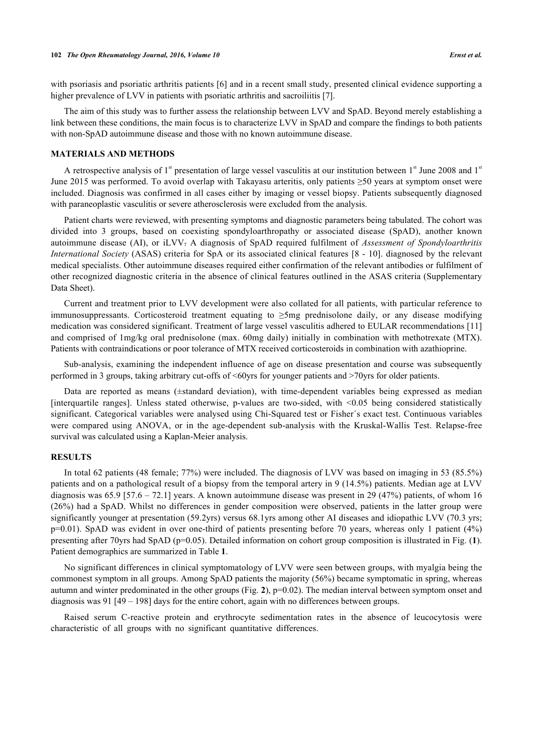with psoriasis and psoriatic arthritis patients [6] and in a recent small study, presented clinical evidence supporting a higher prevalence of LVV in patients with psoriatic arthritis and sacroiliitis [7].

The aim of this study was to further assess the relationship between LVV and SpAD. Beyond merely establishing a link between these conditions, the main focus is to characterize LVV in SpAD and compare the findings to both patients with non-SpAD autoimmune disease and those with no known autoimmune disease.

## MATERIALS AND METHODS

A retrospective analysis of 1st presentation of large vessel vasculitis at our institution between 1st June 2008 and 1st June 2015 was performed. To avoid overlap with Takayasu arteritis, only patients ≥50 years at symptom onset were included. Diagnosis was confirmed in all cases either by imaging or vessel biopsy. Patients subsequently diagnosed with paraneoplastic vasculitis or severe atherosclerosis were excluded from the analysis.

Patient charts were reviewed, with presenting symptoms and diagnostic parameters being tabulated. The cohort was divided into 3 groups, based on coexisting spondyloarthropathy or associated disease (SpAD), another known autoimmune disease (AI), or iLVV. A diagnosis of SpAD required fulfilment of *Assessment of Spondyloarthritis International Society* (ASAS) criteria for SpA or its associated clinical features [8 - 10]. diagnosed by the relevant medical specialists. Other autoimmune diseases required either confirmation of the relevant antibodies or fulfilment of other recognized diagnostic criteria in the absence of clinical features outlined in the ASAS criteria (Supplementary Data Sheet).

Current and treatment prior to LVV development were also collated for all patients, with particular reference to immunosuppressants. Corticosteroid treatment equating to ≥5mg prednisolone daily, or any disease modifying medication was considered significant. Treatment of large vessel vasculitis adhered to EULAR recommendations [11] and comprised of 1mg/kg oral prednisolone (max. 60mg daily) initially in combination with methotrexate (MTX). Patients with contraindications or poor tolerance of MTX received corticosteroids in combination with azathioprine.

Sub-analysis, examining the independent influence of age on disease presentation and course was subsequently performed in 3 groups, taking arbitrary cut-offs of <60yrs for younger patients and >70yrs for older patients.

Data are reported as means (±standard deviation), with time-dependent variables being expressed as median [interquartile ranges]. Unless stated otherwise, p-values are two-sided, with <0.05 being considered statistically significant. Categorical variables were analysed using Chi-Squared test or Fisher´s exact test. Continuous variables were compared using ANOVA, or in the age-dependent sub-analysis with the Kruskal-Wallis Test. Relapse-free survival was calculated using a Kaplan-Meier analysis.

## RESULTS

In total 62 patients (48 female; 77%) were included. The diagnosis of LVV was based on imaging in 53 (85.5%) patients and on a pathological result of a biopsy from the temporal artery in 9 (14.5%) patients. Median age at LVV diagnosis was 65.9 [57.6 – 72.1] years. A known autoimmune disease was present in 29 (47%) patients, of whom 16 (26%) had a SpAD. Whilst no differences in gender composition were observed, patients in the latter group were significantly younger at presentation (59.2yrs) versus 68.1yrs among other AI diseases and idiopathic LVV (70.3 yrs; p=0.01). SpAD was evident in over one-third of patients presenting before 70 years, whereas only 1 patient (4%) presenting after 70yrs had SpAD (p=0.05). Detailed information on cohort group composition is illustrated in Fig. (**1**). Patient demographics are summarized in Table **1**.

No significant differences in clinical symptomatology of LVV were seen between groups, with myalgia being the commonest symptom in all groups. Among SpAD patients the majority (56%) became symptomatic in spring, whereas autumn and winter predominated in the other groups (Fig. **2**), p=0.02). The median interval between symptom onset and diagnosis was 91 [49 – 198] days for the entire cohort, again with no differences between groups.

Raised serum C-reactive protein and erythrocyte sedimentation rates in the absence of leucocytosis were characteristic of all groups with no significant quantitative differences.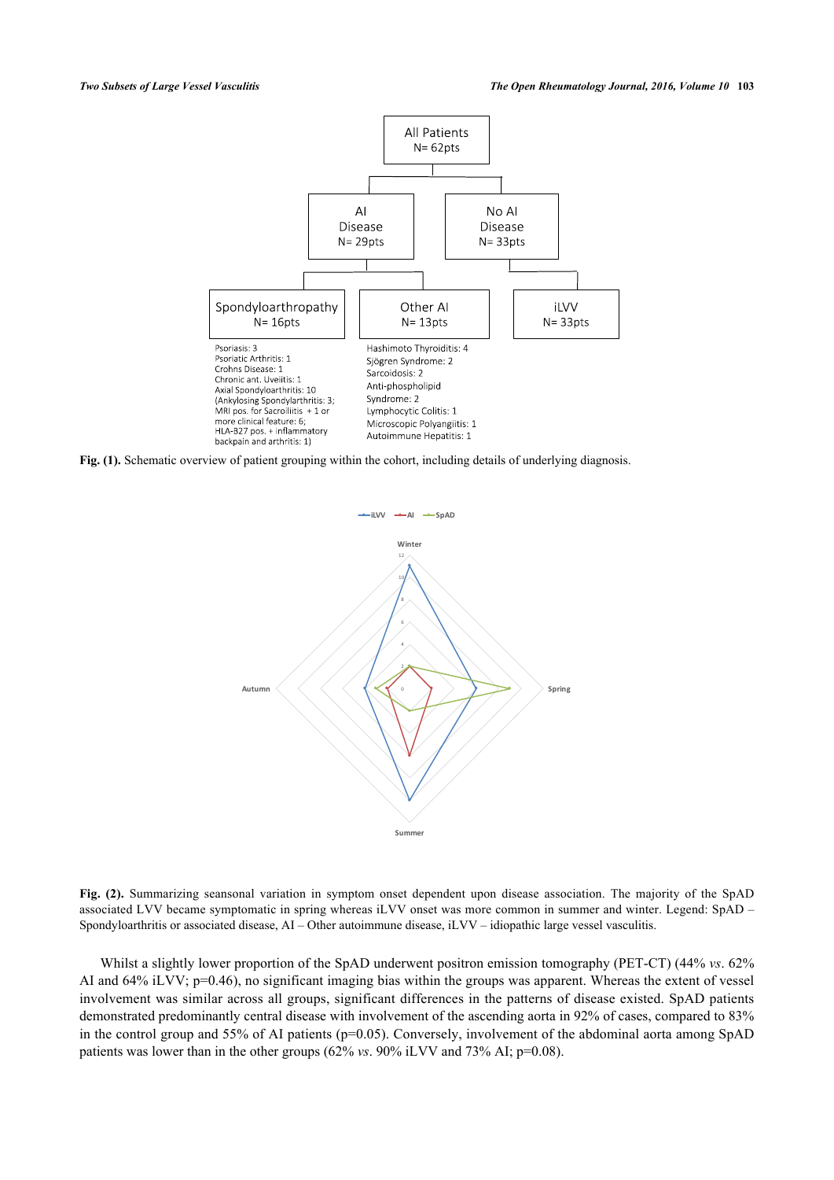All Patients
N= 62pts

AI Disease
N= 29pts

No AI Disease
N= 33pts

Spondyloarthropathy
N= 16pts

Psoriasis: 3
Psoriatic Arthritis: 1
Crohns Disease: 1
Chronic ant. Uveitis: 1
Axial Spondyloarthritis: 10
(Ankylosing Spondylarthritis: 3;
MRI pos. for Sacroiliitis + 1 or more clinical feature: 6;
HLA-B27 pos. + inflammatory backpain and arthritis: 1)

Other AI
N= 13pts

Hashimoto Thyroiditis: 4
Sjögren Syndrome: 2
Sarcoidosis: 2
Anti-phospholipid Syndrome: 2
Lymphocytic Colitis: 1
Microscopic Polyangiitis: 1
Autoimmune Hepatitis: 1

iLVV
N= 33pts

**Fig. (1).** Schematic overview of patient grouping within the cohort, including details of underlying diagnosis.

**Fig. (2).** Summarizing seansonal variation in symptom onset dependent upon disease association. The majority of the SpAD associated LVV became symptomatic in spring whereas iLVV onset was more common in summer and winter. Legend: SpAD – Spondyloarthritis or associated disease, AI – Other autoimmune disease, iLVV – idiopathic large vessel vasculitis.

Whilst a slightly lower proportion of the SpAD underwent positron emission tomography (PET-CT) (44% *vs*. 62% AI and 64% iLVV; p=0.46), no significant imaging bias within the groups was apparent. Whereas the extent of vessel involvement was similar across all groups, significant differences in the patterns of disease existed. SpAD patients demonstrated predominantly central disease with involvement of the ascending aorta in 92% of cases, compared to 83% in the control group and 55% of AI patients (p=0.05). Conversely, involvement of the abdominal aorta among SpAD patients was lower than in the other groups (62% *vs*. 90% iLVV and 73% AI; p=0.08).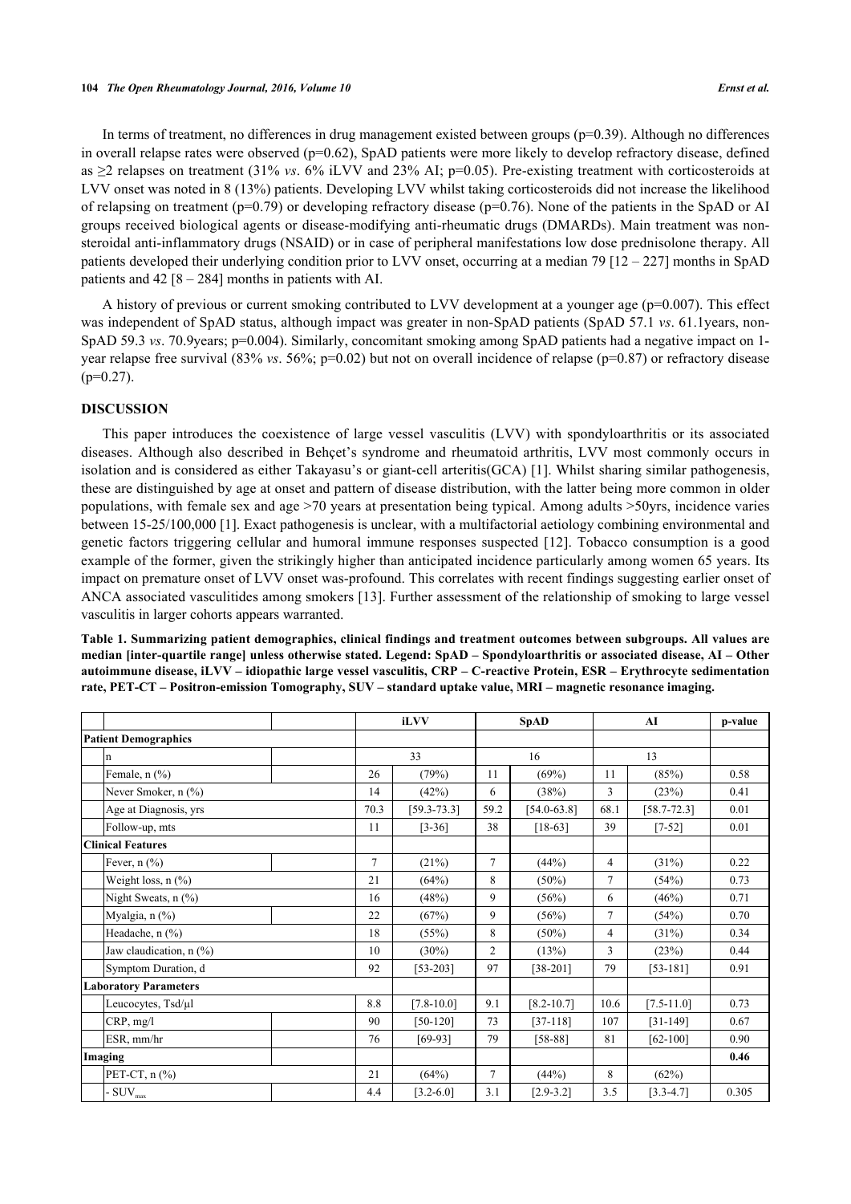In terms of treatment, no differences in drug management existed between groups (p=0.39). Although no differences in overall relapse rates were observed (p=0.62), SpAD patients were more likely to develop refractory disease, defined as ≥2 relapses on treatment (31% *vs*. 6% iLVV and 23% AI; p=0.05). Pre-existing treatment with corticosteroids at LVV onset was noted in 8 (13%) patients. Developing LVV whilst taking corticosteroids did not increase the likelihood of relapsing on treatment (p=0.79) or developing refractory disease (p=0.76). None of the patients in the SpAD or AI groups received biological agents or disease-modifying anti-rheumatic drugs (DMARDs). Main treatment was non-steroidal anti-inflammatory drugs (NSAID) or in case of peripheral manifestations low dose prednisolone therapy. All patients developed their underlying condition prior to LVV onset, occurring at a median 79 [12 – 227] months in SpAD patients and 42 [8 – 284] months in patients with AI.

A history of previous or current smoking contributed to LVV development at a younger age (p=0.007). This effect was independent of SpAD status, although impact was greater in non-SpAD patients (SpAD 57.1 *vs*. 61.1years, non-SpAD 59.3 *vs*. 70.9years; p=0.004). Similarly, concomitant smoking among SpAD patients had a negative impact on 1-year relapse free survival (83% *vs*. 56%; p=0.02) but not on overall incidence of relapse (p=0.87) or refractory disease (p=0.27).

## DISCUSSION

This paper introduces the coexistence of large vessel vasculitis (LVV) with spondyloarthritis or its associated diseases. Although also described in Behçet's syndrome and rheumatoid arthritis, LVV most commonly occurs in isolation and is considered as either Takayasu's or giant-cell arteritis(GCA) [1]. Whilst sharing similar pathogenesis, these are distinguished by age at onset and pattern of disease distribution, with the latter being more common in older populations, with female sex and age >70 years at presentation being typical. Among adults >50yrs, incidence varies between 15-25/100,000 [1]. Exact pathogenesis is unclear, with a multifactorial aetiology combining environmental and genetic factors triggering cellular and humoral immune responses suspected [12]. Tobacco consumption is a good example of the former, given the strikingly higher than anticipated incidence particularly among women 65 years. Its impact on premature onset of LVV onset was-profound. This correlates with recent findings suggesting earlier onset of ANCA associated vasculitides among smokers [13]. Further assessment of the relationship of smoking to large vessel vasculitis in larger cohorts appears warranted.

**Table 1. Summarizing patient demographics, clinical findings and treatment outcomes between subgroups. All values are median [inter-quartile range] unless otherwise stated. Legend: SpAD – Spondyloarthritis or associated disease, AI – Other autoimmune disease, iLVV – idiopathic large vessel vasculitis, CRP – C-reactive Protein, ESR – Erythrocyte sedimentation rate, PET-CT – Positron-emission Tomography, SUV – standard uptake value, MRI – magnetic resonance imaging.**

| | iLVV | | SpAD | | AI | | p-value |
|---|---|---|---|---|---|---|---|
| **Patient Demographics** | | | | | | | |
| n | 33 | | 16 | | 13 | | |
| Female, n (%) | 26 | (79%) | 11 | (69%) | 11 | (85%) | 0.58 |
| Never Smoker, n (%) | 14 | (42%) | 6 | (38%) | 3 | (23%) | 0.41 |
| Age at Diagnosis, yrs | 70.3 | [59.3-73.3] | 59.2 | [54.0-63.8] | 68.1 | [58.7-72.3] | 0.01 |
| Follow-up, mts | 11 | [3-36] | 38 | [18-63] | 39 | [7-52] | 0.01 |
| **Clinical Features** | | | | | | | |
| Fever, n (%) | 7 | (21%) | 7 | (44%) | 4 | (31%) | 0.22 |
| Weight loss, n (%) | 21 | (64%) | 8 | (50%) | 7 | (54%) | 0.73 |
| Night Sweats, n (%) | 16 | (48%) | 9 | (56%) | 6 | (46%) | 0.71 |
| Myalgia, n (%) | 22 | (67%) | 9 | (56%) | 7 | (54%) | 0.70 |
| Headache, n (%) | 18 | (55%) | 8 | (50%) | 4 | (31%) | 0.34 |
| Jaw claudication, n (%) | 10 | (30%) | 2 | (13%) | 3 | (23%) | 0.44 |
| Symptom Duration, d | 92 | [53-203] | 97 | [38-201] | 79 | [53-181] | 0.91 |
| **Laboratory Parameters** | | | | | | | |
| Leucocytes, Tsd/µl | 8.8 | [7.8-10.0] | 9.1 | [8.2-10.7] | 10.6 | [7.5-11.0] | 0.73 |
| CRP, mg/l | 90 | [50-120] | 73 | [37-118] | 107 | [31-149] | 0.67 |
| ESR, mm/hr | 76 | [69-93] | 79 | [58-88] | 81 | [62-100] | 0.90 |
| **Imaging** | | | | | | | **0.46** |
| PET-CT, n (%) | 21 | (64%) | 7 | (44%) | 8 | (62%) | |
| - $SUV_{max}$ | 4.4 | [3.2-6.0] | 3.1 | [2.9-3.2] | 3.5 | [3.3-4.7] | 0.305 |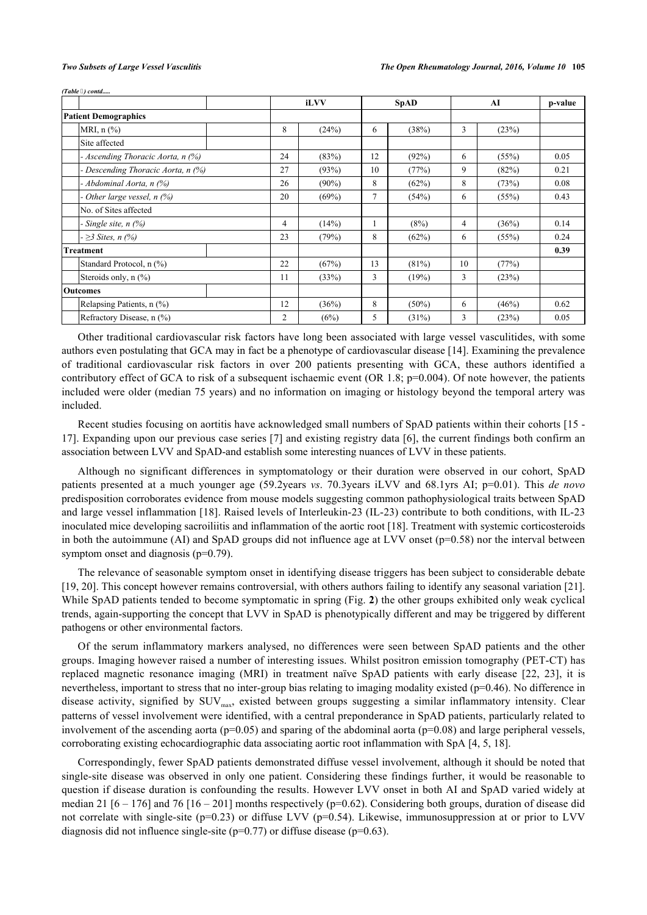(Table ) contd.....

| | | iLVV | | SpAD | | AI | | p-value |
|---|---|---|---|---|---|---|---|---|
| **Patient Demographics** | | | | | | | | |
| MRI, n (%) | | 8 | (24%) | 6 | (38%) | 3 | (23%) | |
| Site affected | | | | | | | | |
| *- Ascending Thoracic Aorta, n (%)* | | 24 | (83%) | 12 | (92%) | 6 | (55%) | 0.05 |
| *- Descending Thoracic Aorta, n (%)* | | 27 | (93%) | 10 | (77%) | 9 | (82%) | 0.21 |
| *- Abdominal Aorta, n (%)* | | 26 | (90%) | 8 | (62%) | 8 | (73%) | 0.08 |
| *- Other large vessel, n (%)* | | 20 | (69%) | 7 | (54%) | 6 | (55%) | 0.43 |
| No. of Sites affected | | | | | | | | |
| *- Single site, n (%)* | | 4 | (14%) | 1 | (8%) | 4 | (36%) | 0.14 |
| *- ≥3 Sites, n (%)* | | 23 | (79%) | 8 | (62%) | 6 | (55%) | 0.24 |
| **Treatment** | | | | | | | | **0.39** |
| Standard Protocol, n (%) | | 22 | (67%) | 13 | (81%) | 10 | (77%) | |
| Steroids only, n (%) | | 11 | (33%) | 3 | (19%) | 3 | (23%) | |
| **Outcomes** | | | | | | | | |
| Relapsing Patients, n (%) | | 12 | (36%) | 8 | (50%) | 6 | (46%) | 0.62 |
| Refractory Disease, n (%) | | 2 | (6%) | 5 | (31%) | 3 | (23%) | 0.05 |

Other traditional cardiovascular risk factors have long been associated with large vessel vasculitides, with some authors even postulating that GCA may in fact be a phenotype of cardiovascular disease [14]. Examining the prevalence of traditional cardiovascular risk factors in over 200 patients presenting with GCA, these authors identified a contributory effect of GCA to risk of a subsequent ischaemic event (OR 1.8; p=0.004). Of note however, the patients included were older (median 75 years) and no information on imaging or histology beyond the temporal artery was included.

Recent studies focusing on aortitis have acknowledged small numbers of SpAD patients within their cohorts [15 - 17]. Expanding upon our previous case series [7] and existing registry data [6], the current findings both confirm an association between LVV and SpAD-and establish some interesting nuances of LVV in these patients.

Although no significant differences in symptomatology or their duration were observed in our cohort, SpAD patients presented at a much younger age (59.2years *vs*. 70.3years iLVV and 68.1yrs AI; p=0.01). This *de novo* predisposition corroborates evidence from mouse models suggesting common pathophysiological traits between SpAD and large vessel inflammation [18]. Raised levels of Interleukin-23 (IL-23) contribute to both conditions, with IL-23 inoculated mice developing sacroiliitis and inflammation of the aortic root [18]. Treatment with systemic corticosteroids in both the autoimmune (AI) and SpAD groups did not influence age at LVV onset (p=0.58) nor the interval between symptom onset and diagnosis (p=0.79).

The relevance of seasonable symptom onset in identifying disease triggers has been subject to considerable debate [19, 20]. This concept however remains controversial, with others authors failing to identify any seasonal variation [21]. While SpAD patients tended to become symptomatic in spring (Fig. **2**) the other groups exhibited only weak cyclical trends, again-supporting the concept that LVV in SpAD is phenotypically different and may be triggered by different pathogens or other environmental factors.

Of the serum inflammatory markers analysed, no differences were seen between SpAD patients and the other groups. Imaging however raised a number of interesting issues. Whilst positron emission tomography (PET-CT) has replaced magnetic resonance imaging (MRI) in treatment naïve SpAD patients with early disease [22, 23], it is nevertheless, important to stress that no inter-group bias relating to imaging modality existed (p=0.46). No difference in disease activity, signified by $SUV_{max}$, existed between groups suggesting a similar inflammatory intensity. Clear patterns of vessel involvement were identified, with a central preponderance in SpAD patients, particularly related to involvement of the ascending aorta (p=0.05) and sparing of the abdominal aorta (p=0.08) and large peripheral vessels, corroborating existing echocardiographic data associating aortic root inflammation with SpA [4, 5, 18].

Correspondingly, fewer SpAD patients demonstrated diffuse vessel involvement, although it should be noted that single-site disease was observed in only one patient. Considering these findings further, it would be reasonable to question if disease duration is confounding the results. However LVV onset in both AI and SpAD varied widely at median 21 [6 – 176] and 76 [16 – 201] months respectively (p=0.62). Considering both groups, duration of disease did not correlate with single-site (p=0.23) or diffuse LVV (p=0.54). Likewise, immunosuppression at or prior to LVV diagnosis did not influence single-site (p=0.77) or diffuse disease (p=0.63).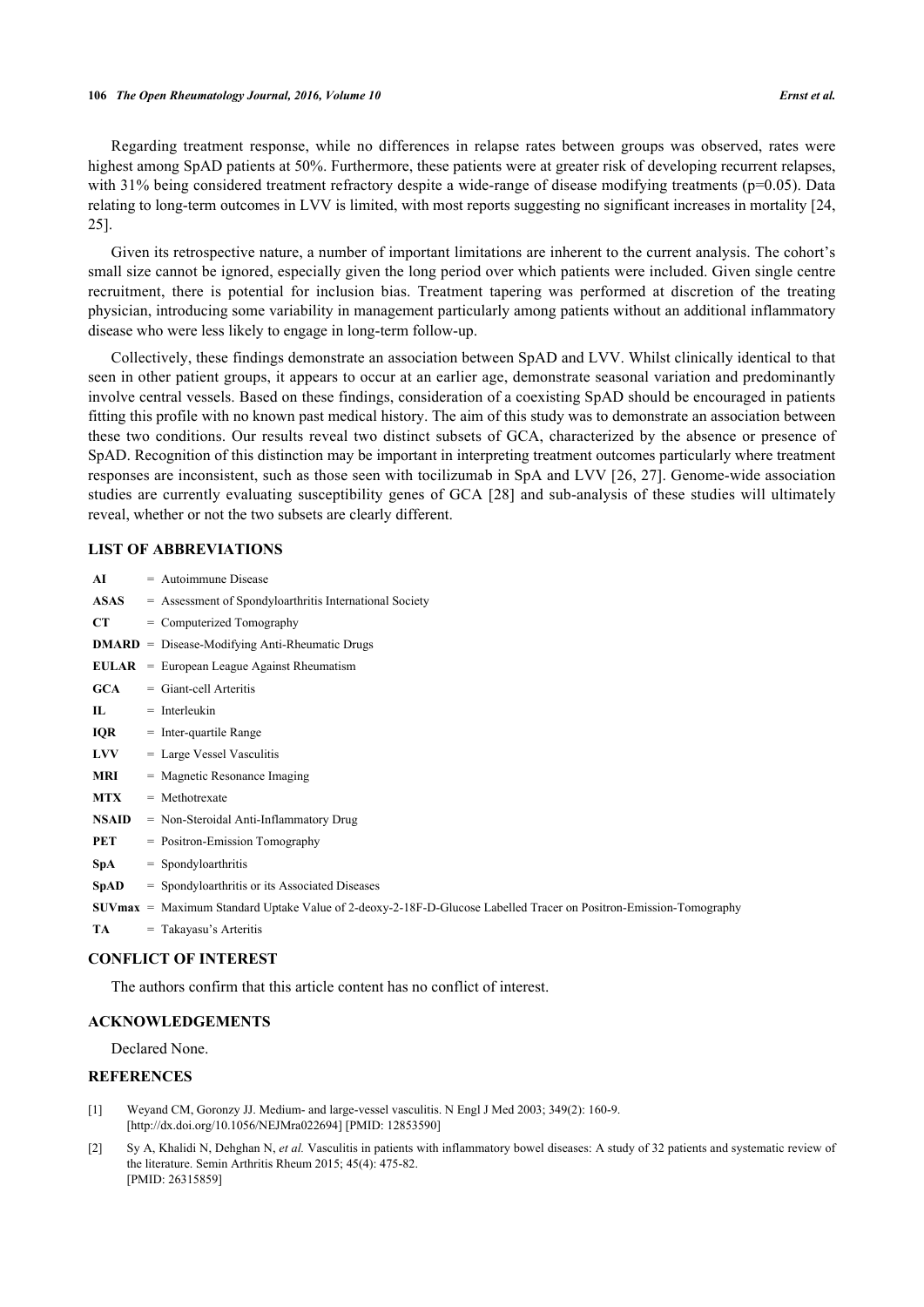Regarding treatment response, while no differences in relapse rates between groups was observed, rates were highest among SpAD patients at 50%. Furthermore, these patients were at greater risk of developing recurrent relapses, with 31% being considered treatment refractory despite a wide-range of disease modifying treatments ($p=0.05$). Data relating to long-term outcomes in LVV is limited, with most reports suggesting no significant increases in mortality [24, 25].

Given its retrospective nature, a number of important limitations are inherent to the current analysis. The cohort's small size cannot be ignored, especially given the long period over which patients were included. Given single centre recruitment, there is potential for inclusion bias. Treatment tapering was performed at discretion of the treating physician, introducing some variability in management particularly among patients without an additional inflammatory disease who were less likely to engage in long-term follow-up.

Collectively, these findings demonstrate an association between SpAD and LVV. Whilst clinically identical to that seen in other patient groups, it appears to occur at an earlier age, demonstrate seasonal variation and predominantly involve central vessels. Based on these findings, consideration of a coexisting SpAD should be encouraged in patients fitting this profile with no known past medical history. The aim of this study was to demonstrate an association between these two conditions. Our results reveal two distinct subsets of GCA, characterized by the absence or presence of SpAD. Recognition of this distinction may be important in interpreting treatment outcomes particularly where treatment responses are inconsistent, such as those seen with tocilizumab in SpA and LVV [26, 27]. Genome-wide association studies are currently evaluating susceptibility genes of GCA [28] and sub-analysis of these studies will ultimately reveal, whether or not the two subsets are clearly different.

## LIST OF ABBREVIATIONS

**AI** = Autoimmune Disease
**ASAS** = Assessment of Spondyloarthritis International Society
**CT** = Computerized Tomography
**DMARD** = Disease-Modifying Anti-Rheumatic Drugs
**EULAR** = European League Against Rheumatism
**GCA** = Giant-cell Arteritis
**IL** = Interleukin
**IQR** = Inter-quartile Range
**LVV** = Large Vessel Vasculitis
**MRI** = Magnetic Resonance Imaging
**MTX** = Methotrexate
**NSAID** = Non-Steroidal Anti-Inflammatory Drug
**PET** = Positron-Emission Tomography
**SpA** = Spondyloarthritis
**SpAD** = Spondyloarthritis or its Associated Diseases
**SUVmax** = Maximum Standard Uptake Value of 2-deoxy-2-18F-D-Glucose Labelled Tracer on Positron-Emission-Tomography
**TA** = Takayasu's Arteritis

## CONFLICT OF INTEREST

The authors confirm that this article content has no conflict of interest.

## ACKNOWLEDGEMENTS

Declared None.

## REFERENCES

[1] Weyand CM, Goronzy JJ. Medium- and large-vessel vasculitis. N Engl J Med 2003; 349(2): 160-9. [http://dx.doi.org/10.1056/NEJMra022694] [PMID: 12853590]

[2] Sy A, Khalidi N, Dehghan N, *et al.* Vasculitis in patients with inflammatory bowel diseases: A study of 32 patients and systematic review of the literature. Semin Arthritis Rheum 2015; 45(4): 475-82. [PMID: 26315859]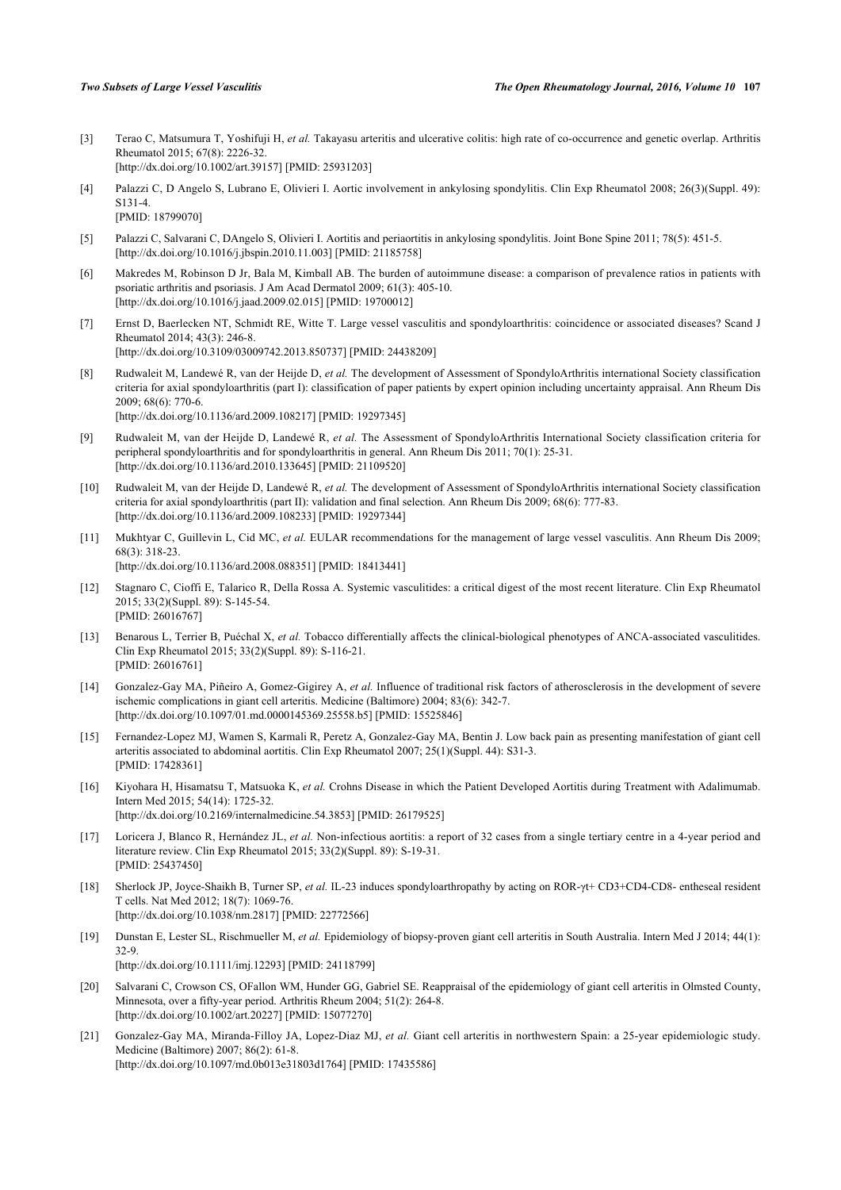[3] Terao C, Matsumura T, Yoshifuji H, *et al.* Takayasu arteritis and ulcerative colitis: high rate of co-occurrence and genetic overlap. Arthritis Rheumatol 2015; 67(8): 2226-32.
[http://dx.doi.org/10.1002/art.39157] [PMID: 25931203]

[4] Palazzi C, D Angelo S, Lubrano E, Olivieri I. Aortic involvement in ankylosing spondylitis. Clin Exp Rheumatol 2008; 26(3)(Suppl. 49): S131-4.
[PMID: 18799070]

[5] Palazzi C, Salvarani C, DAngelo S, Olivieri I. Aortitis and periaortitis in ankylosing spondylitis. Joint Bone Spine 2011; 78(5): 451-5.
[http://dx.doi.org/10.1016/j.jbspin.2010.11.003] [PMID: 21185758]

[6] Makredes M, Robinson D Jr, Bala M, Kimball AB. The burden of autoimmune disease: a comparison of prevalence ratios in patients with psoriatic arthritis and psoriasis. J Am Acad Dermatol 2009; 61(3): 405-10.
[http://dx.doi.org/10.1016/j.jaad.2009.02.015] [PMID: 19700012]

[7] Ernst D, Baerlecken NT, Schmidt RE, Witte T. Large vessel vasculitis and spondyloarthritis: coincidence or associated diseases? Scand J Rheumatol 2014; 43(3): 246-8.
[http://dx.doi.org/10.3109/03009742.2013.850737] [PMID: 24438209]

[8] Rudwaleit M, Landewé R, van der Heijde D, *et al.* The development of Assessment of SpondyloArthritis international Society classification criteria for axial spondyloarthritis (part I): classification of paper patients by expert opinion including uncertainty appraisal. Ann Rheum Dis 2009; 68(6): 770-6.
[http://dx.doi.org/10.1136/ard.2009.108217] [PMID: 19297345]

[9] Rudwaleit M, van der Heijde D, Landewé R, *et al.* The Assessment of SpondyloArthritis International Society classification criteria for peripheral spondyloarthritis and for spondyloarthritis in general. Ann Rheum Dis 2011; 70(1): 25-31.
[http://dx.doi.org/10.1136/ard.2010.133645] [PMID: 21109520]

[10] Rudwaleit M, van der Heijde D, Landewé R, *et al.* The development of Assessment of SpondyloArthritis international Society classification criteria for axial spondyloarthritis (part II): validation and final selection. Ann Rheum Dis 2009; 68(6): 777-83.
[http://dx.doi.org/10.1136/ard.2009.108233] [PMID: 19297344]

[11] Mukhtyar C, Guillevin L, Cid MC, *et al.* EULAR recommendations for the management of large vessel vasculitis. Ann Rheum Dis 2009; 68(3): 318-23.
[http://dx.doi.org/10.1136/ard.2008.088351] [PMID: 18413441]

[12] Stagnaro C, Cioffi E, Talarico R, Della Rossa A. Systemic vasculitides: a critical digest of the most recent literature. Clin Exp Rheumatol 2015; 33(2)(Suppl. 89): S-145-54.
[PMID: 26016767]

[13] Benarous L, Terrier B, Puéchal X, *et al.* Tobacco differentially affects the clinical-biological phenotypes of ANCA-associated vasculitides. Clin Exp Rheumatol 2015; 33(2)(Suppl. 89): S-116-21.
[PMID: 26016761]

[14] Gonzalez-Gay MA, Piñeiro A, Gomez-Gigirey A, *et al.* Influence of traditional risk factors of atherosclerosis in the development of severe ischemic complications in giant cell arteritis. Medicine (Baltimore) 2004; 83(6): 342-7.
[http://dx.doi.org/10.1097/01.md.0000145369.25558.b5] [PMID: 15525846]

[15] Fernandez-Lopez MJ, Wamen S, Karmali R, Peretz A, Gonzalez-Gay MA, Bentin J. Low back pain as presenting manifestation of giant cell arteritis associated to abdominal aortitis. Clin Exp Rheumatol 2007; 25(1)(Suppl. 44): S31-3.
[PMID: 17428361]

[16] Kiyohara H, Hisamatsu T, Matsuoka K, *et al.* Crohns Disease in which the Patient Developed Aortitis during Treatment with Adalimumab. Intern Med 2015; 54(14): 1725-32.
[http://dx.doi.org/10.2169/internalmedicine.54.3853] [PMID: 26179525]

[17] Loricera J, Blanco R, Hernández JL, *et al.* Non-infectious aortitis: a report of 32 cases from a single tertiary centre in a 4-year period and literature review. Clin Exp Rheumatol 2015; 33(2)(Suppl. 89): S-19-31.
[PMID: 25437450]

[18] Sherlock JP, Joyce-Shaikh B, Turner SP, *et al.* IL-23 induces spondyloarthropathy by acting on ROR-γt+ CD3+CD4-CD8- entheseal resident T cells. Nat Med 2012; 18(7): 1069-76.
[http://dx.doi.org/10.1038/nm.2817] [PMID: 22772566]

[19] Dunstan E, Lester SL, Rischmueller M, *et al.* Epidemiology of biopsy-proven giant cell arteritis in South Australia. Intern Med J 2014; 44(1): 32-9.
[http://dx.doi.org/10.1111/imj.12293] [PMID: 24118799]

[20] Salvarani C, Crowson CS, OFallon WM, Hunder GG, Gabriel SE. Reappraisal of the epidemiology of giant cell arteritis in Olmsted County, Minnesota, over a fifty-year period. Arthritis Rheum 2004; 51(2): 264-8.
[http://dx.doi.org/10.1002/art.20227] [PMID: 15077270]

[21] Gonzalez-Gay MA, Miranda-Filloy JA, Lopez-Diaz MJ, *et al.* Giant cell arteritis in northwestern Spain: a 25-year epidemiologic study. Medicine (Baltimore) 2007; 86(2): 61-8.
[http://dx.doi.org/10.1097/md.0b013e31803d1764] [PMID: 17435586]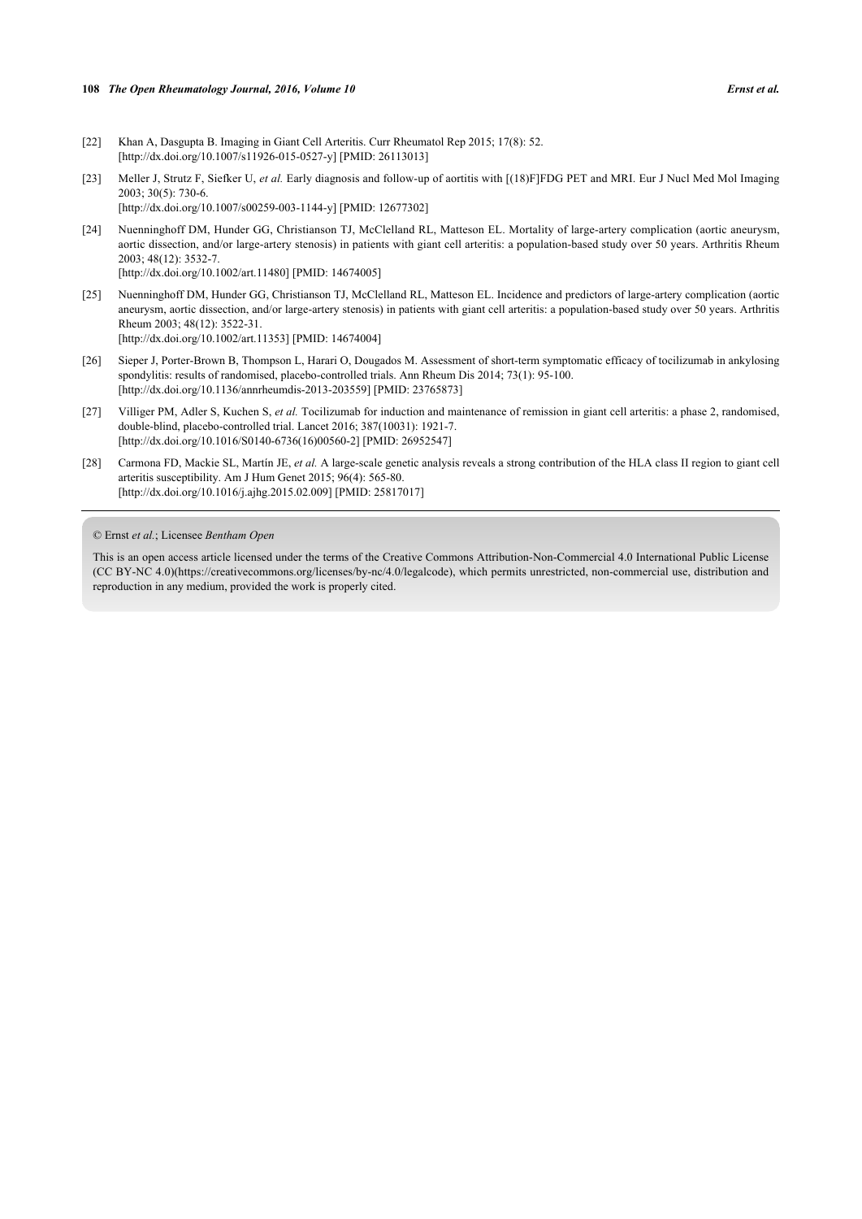[22] Khan A, Dasgupta B. Imaging in Giant Cell Arteritis. Curr Rheumatol Rep 2015; 17(8): 52. [http://dx.doi.org/10.1007/s11926-015-0527-y] [PMID: 26113013]

[23] Meller J, Strutz F, Siefker U, *et al.* Early diagnosis and follow-up of aortitis with [(18)F]FDG PET and MRI. Eur J Nucl Med Mol Imaging 2003; 30(5): 730-6. [http://dx.doi.org/10.1007/s00259-003-1144-y] [PMID: 12677302]

[24] Nuenninghoff DM, Hunder GG, Christianson TJ, McClelland RL, Matteson EL. Mortality of large-artery complication (aortic aneurysm, aortic dissection, and/or large-artery stenosis) in patients with giant cell arteritis: a population-based study over 50 years. Arthritis Rheum 2003; 48(12): 3532-7. [http://dx.doi.org/10.1002/art.11480] [PMID: 14674005]

[25] Nuenninghoff DM, Hunder GG, Christianson TJ, McClelland RL, Matteson EL. Incidence and predictors of large-artery complication (aortic aneurysm, aortic dissection, and/or large-artery stenosis) in patients with giant cell arteritis: a population-based study over 50 years. Arthritis Rheum 2003; 48(12): 3522-31. [http://dx.doi.org/10.1002/art.11353] [PMID: 14674004]

[26] Sieper J, Porter-Brown B, Thompson L, Harari O, Dougados M. Assessment of short-term symptomatic efficacy of tocilizumab in ankylosing spondylitis: results of randomised, placebo-controlled trials. Ann Rheum Dis 2014; 73(1): 95-100. [http://dx.doi.org/10.1136/annrheumdis-2013-203559] [PMID: 23765873]

[27] Villiger PM, Adler S, Kuchen S, *et al.* Tocilizumab for induction and maintenance of remission in giant cell arteritis: a phase 2, randomised, double-blind, placebo-controlled trial. Lancet 2016; 387(10031): 1921-7. [http://dx.doi.org/10.1016/S0140-6736(16)00560-2] [PMID: 26952547]

[28] Carmona FD, Mackie SL, Martín JE, *et al.* A large-scale genetic analysis reveals a strong contribution of the HLA class II region to giant cell arteritis susceptibility. Am J Hum Genet 2015; 96(4): 565-80. [http://dx.doi.org/10.1016/j.ajhg.2015.02.009] [PMID: 25817017]

---

© Ernst *et al.*; Licensee *Bentham Open*

This is an open access article licensed under the terms of the Creative Commons Attribution-Non-Commercial 4.0 International Public License (CC BY-NC 4.0)(https://creativecommons.org/licenses/by-nc/4.0/legalcode), which permits unrestricted, non-commercial use, distribution and reproduction in any medium, provided the work is properly cited.